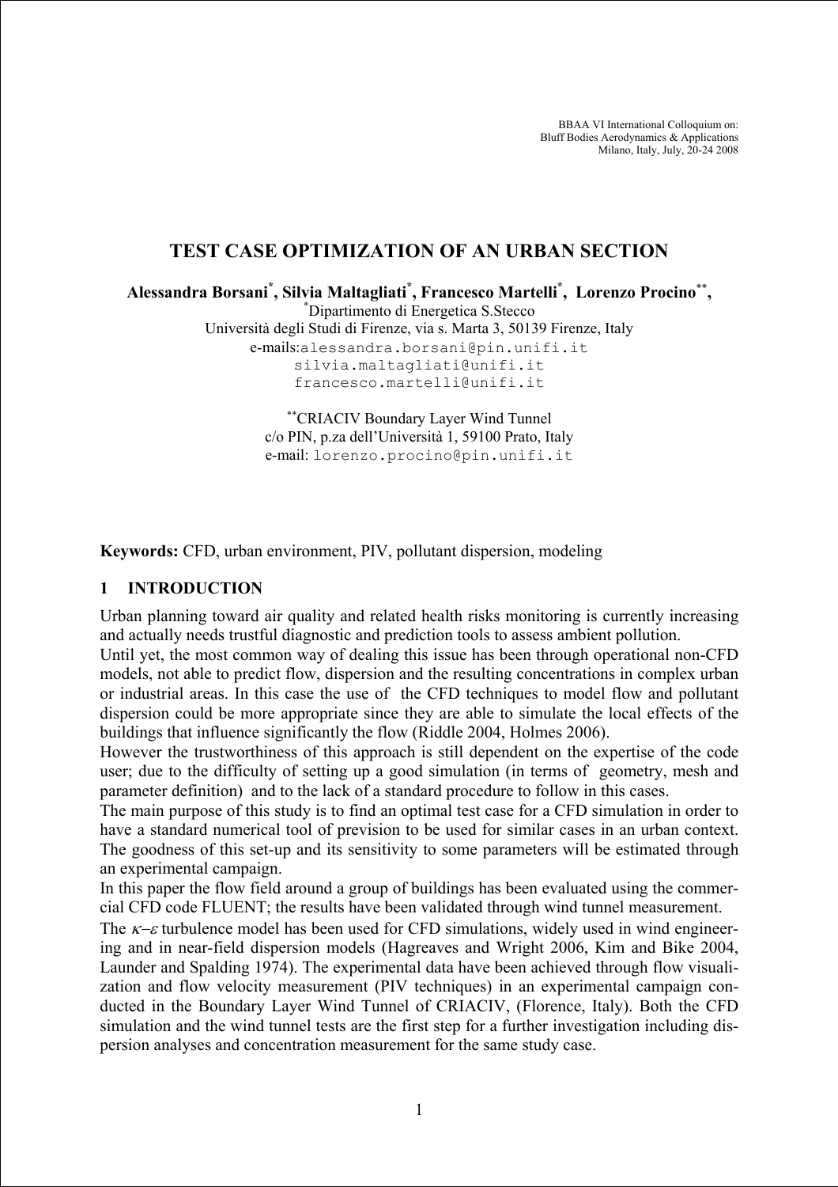BBAA VI International Colloquium on:
Bluff Bodies Aerodynamics & Applications
Milano, Italy, July, 20-24 2008

# TEST CASE OPTIMIZATION OF AN URBAN SECTION

**Alessandra Borsani[*], Silvia Maltagliati[*], Francesco Martelli[*], Lorenzo Procino[**],**

[*]Dipartimento di Energetica S.Stecco
Università degli Studi di Firenze, via s. Marta 3, 50139 Firenze, Italy
e-mails: alessandra.borsani@pin.unifi.it
silvia.maltagliati@unifi.it
francesco.martelli@unifi.it

[**]CRIACIV Boundary Layer Wind Tunnel
c/o PIN, p.za dell'Università 1, 59100 Prato, Italy
e-mail: lorenzo.procino@pin.unifi.it

**Keywords:** CFD, urban environment, PIV, pollutant dispersion, modeling

## 1 INTRODUCTION

Urban planning toward air quality and related health risks monitoring is currently increasing and actually needs trustful diagnostic and prediction tools to assess ambient pollution.

Until yet, the most common way of dealing this issue has been through operational non-CFD models, not able to predict flow, dispersion and the resulting concentrations in complex urban or industrial areas. In this case the use of the CFD techniques to model flow and pollutant dispersion could be more appropriate since they are able to simulate the local effects of the buildings that influence significantly the flow (Riddle 2004, Holmes 2006).

However the trustworthiness of this approach is still dependent on the expertise of the code user; due to the difficulty of setting up a good simulation (in terms of geometry, mesh and parameter definition) and to the lack of a standard procedure to follow in this cases.

The main purpose of this study is to find an optimal test case for a CFD simulation in order to have a standard numerical tool of prevision to be used for similar cases in an urban context. The goodness of this set-up and its sensitivity to some parameters will be estimated through an experimental campaign.

In this paper the flow field around a group of buildings has been evaluated using the commercial CFD code FLUENT; the results have been validated through wind tunnel measurement.

The $\kappa$–$\varepsilon$ turbulence model has been used for CFD simulations, widely used in wind engineering and in near-field dispersion models (Hagreaves and Wright 2006, Kim and Bike 2004, Launder and Spalding 1974). The experimental data have been achieved through flow visualization and flow velocity measurement (PIV techniques) in an experimental campaign conducted in the Boundary Layer Wind Tunnel of CRIACIV, (Florence, Italy). Both the CFD simulation and the wind tunnel tests are the first step for a further investigation including dispersion analyses and concentration measurement for the same study case.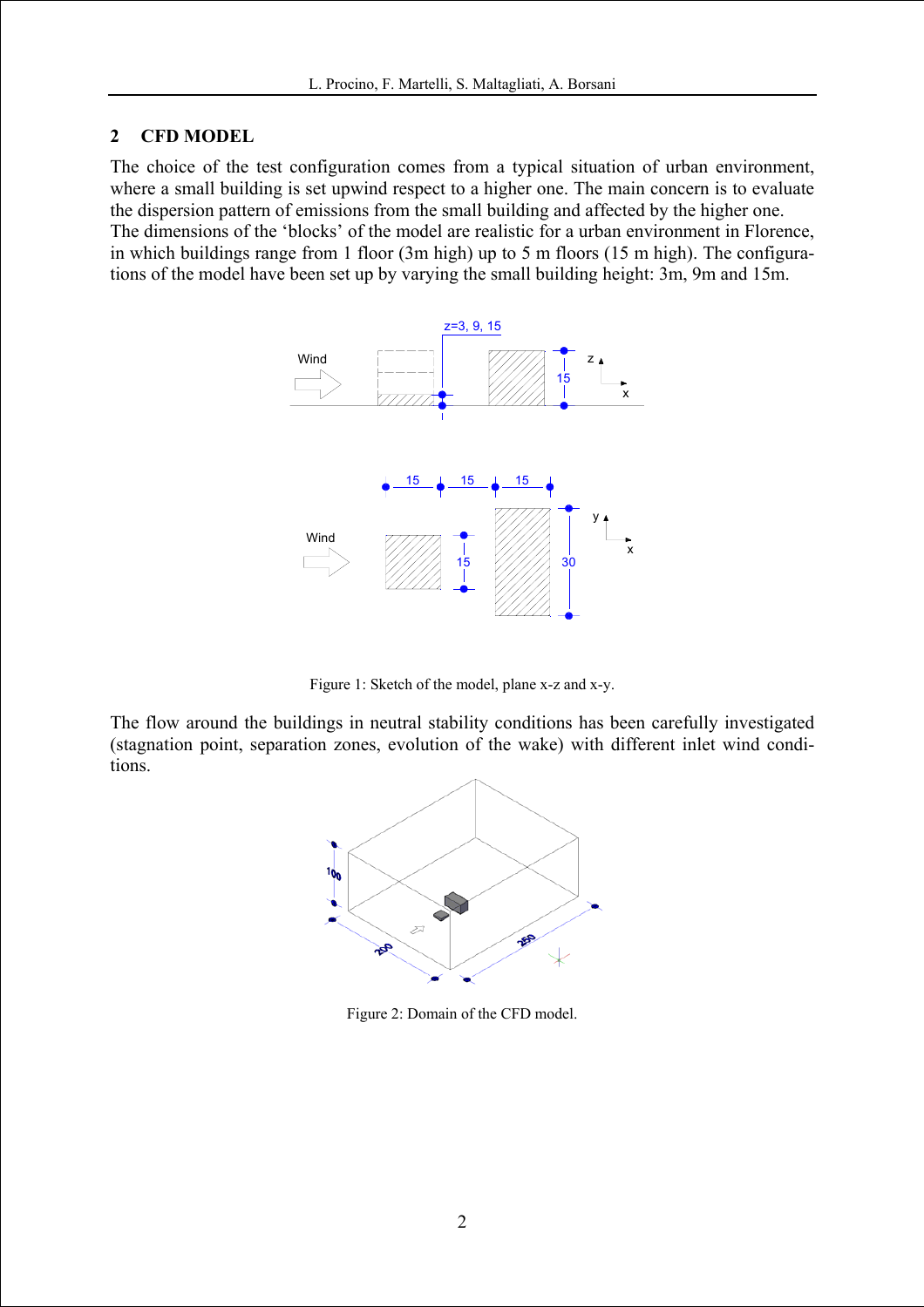## 2 CFD MODEL

The choice of the test configuration comes from a typical situation of urban environment, where a small building is set upwind respect to a higher one. The main concern is to evaluate the dispersion pattern of emissions from the small building and affected by the higher one. The dimensions of the 'blocks' of the model are realistic for a urban environment in Florence, in which buildings range from 1 floor (3m high) up to 5 m floors (15 m high). The configurations of the model have been set up by varying the small building height: 3m, 9m and 15m.

Figure 1: Sketch of the model, plane x-z and x-y.

The flow around the buildings in neutral stability conditions has been carefully investigated (stagnation point, separation zones, evolution of the wake) with different inlet wind conditions.

Figure 2: Domain of the CFD model.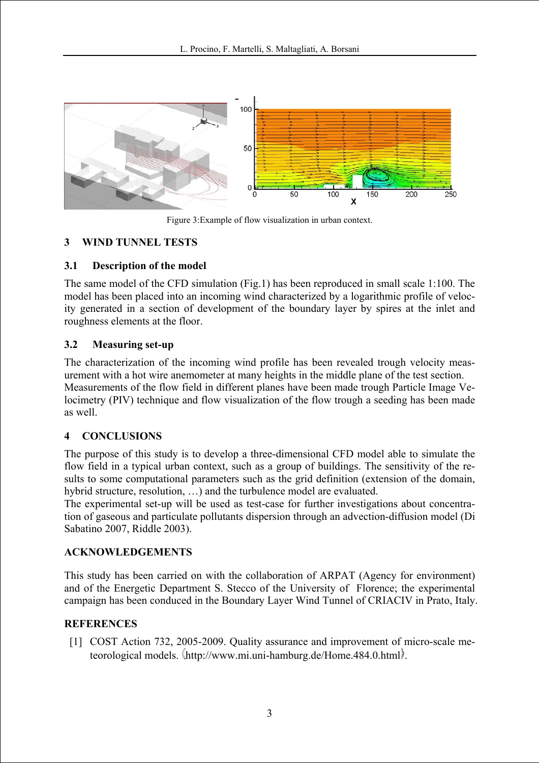Figure 3:Example of flow visualization in urban context.

## 3 WIND TUNNEL TESTS

### 3.1 Description of the model

The same model of the CFD simulation (Fig.1) has been reproduced in small scale 1:100. The model has been placed into an incoming wind characterized by a logarithmic profile of velocity generated in a section of development of the boundary layer by spires at the inlet and roughness elements at the floor.

### 3.2 Measuring set-up

The characterization of the incoming wind profile has been revealed trough velocity measurement with a hot wire anemometer at many heights in the middle plane of the test section. Measurements of the flow field in different planes have been made trough Particle Image Velocimetry (PIV) technique and flow visualization of the flow trough a seeding has been made as well.

## 4 CONCLUSIONS

The purpose of this study is to develop a three-dimensional CFD model able to simulate the flow field in a typical urban context, such as a group of buildings. The sensitivity of the results to some computational parameters such as the grid definition (extension of the domain, hybrid structure, resolution, …) and the turbulence model are evaluated.

The experimental set-up will be used as test-case for further investigations about concentration of gaseous and particulate pollutants dispersion through an advection-diffusion model (Di Sabatino 2007, Riddle 2003).

## ACKNOWLEDGEMENTS

This study has been carried on with the collaboration of ARPAT (Agency for environment) and of the Energetic Department S. Stecco of the University of Florence; the experimental campaign has been conduced in the Boundary Layer Wind Tunnel of CRIACIV in Prato, Italy.

## REFERENCES

[1] COST Action 732, 2005-2009. Quality assurance and improvement of micro-scale meteorological models. ⟨http://www.mi.uni-hamburg.de/Home.484.0.html⟩.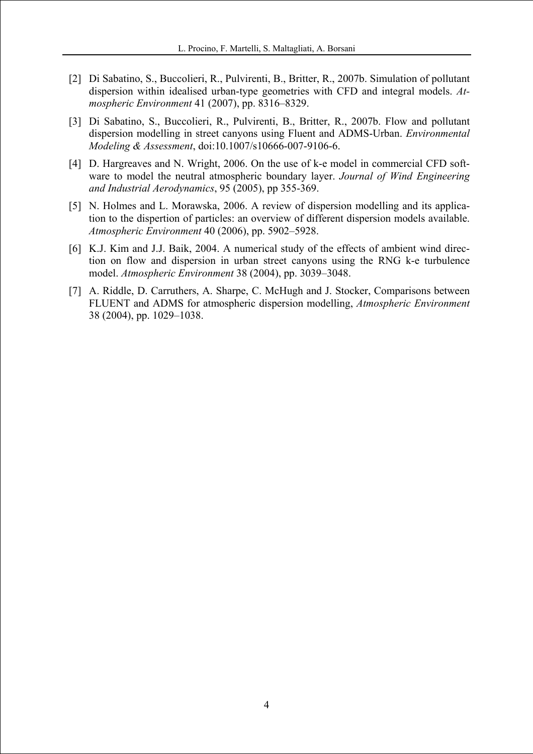[2] Di Sabatino, S., Buccolieri, R., Pulvirenti, B., Britter, R., 2007b. Simulation of pollutant dispersion within idealised urban-type geometries with CFD and integral models. *Atmospheric Environment* 41 (2007), pp. 8316–8329.

[3] Di Sabatino, S., Buccolieri, R., Pulvirenti, B., Britter, R., 2007b. Flow and pollutant dispersion modelling in street canyons using Fluent and ADMS-Urban. *Environmental Modeling & Assessment*, doi:10.1007/s10666-007-9106-6.

[4] D. Hargreaves and N. Wright, 2006. On the use of k-e model in commercial CFD software to model the neutral atmospheric boundary layer. *Journal of Wind Engineering and Industrial Aerodynamics*, 95 (2005), pp 355-369.

[5] N. Holmes and L. Morawska, 2006. A review of dispersion modelling and its application to the dispertion of particles: an overview of different dispersion models available. *Atmospheric Environment* 40 (2006), pp. 5902–5928.

[6] K.J. Kim and J.J. Baik, 2004. A numerical study of the effects of ambient wind direction on flow and dispersion in urban street canyons using the RNG k-e turbulence model. *Atmospheric Environment* 38 (2004), pp. 3039–3048.

[7] A. Riddle, D. Carruthers, A. Sharpe, C. McHugh and J. Stocker, Comparisons between FLUENT and ADMS for atmospheric dispersion modelling, *Atmospheric Environment* 38 (2004), pp. 1029–1038.